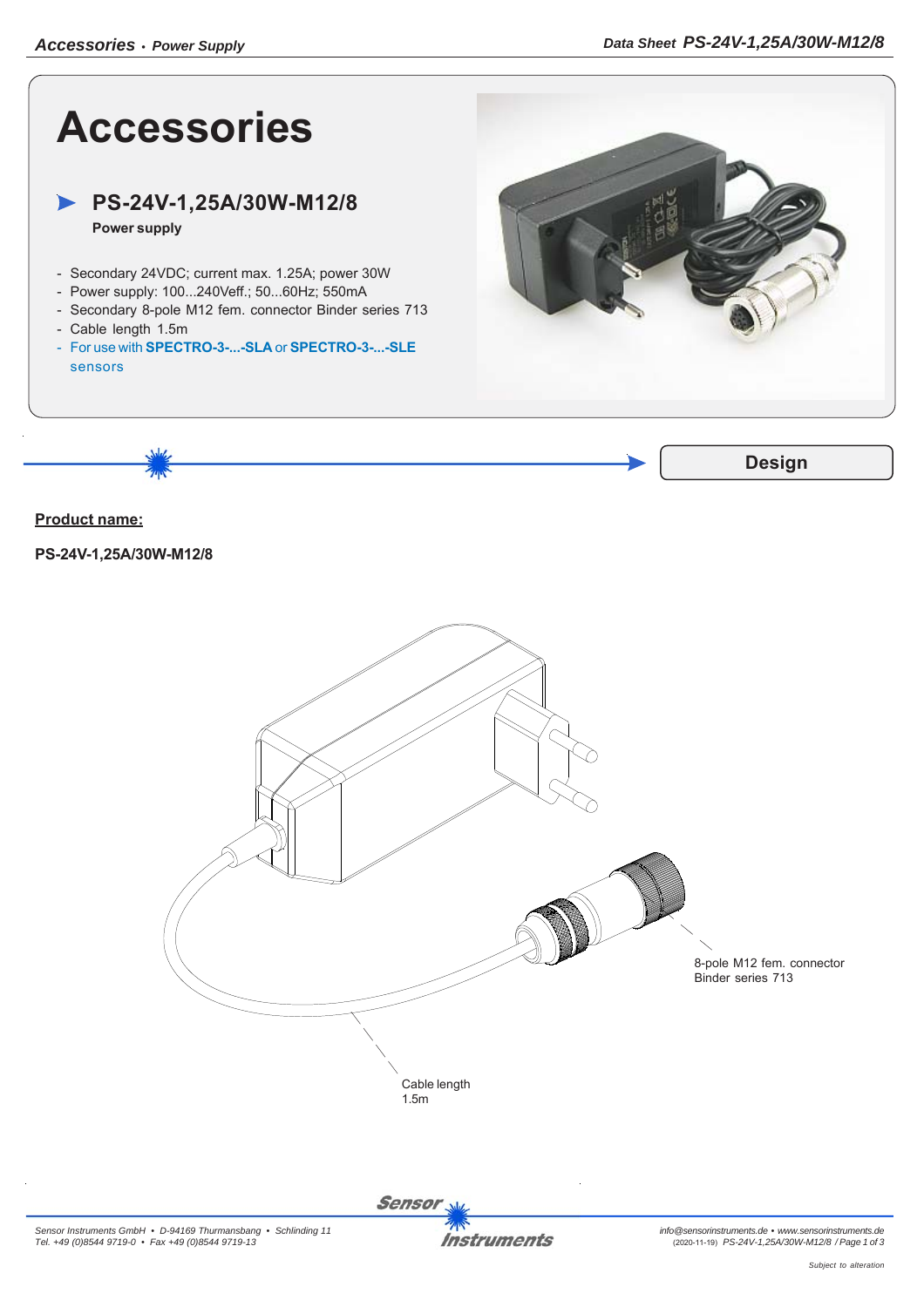# Accessories

## PS-24V-1,25A/30W-M12/8

**Power supply**

- Secondary 24VDC; current max. 1.25A; power 30W
- Power supply: 100...240Veff.; 50...60Hz; 550mA
- Secondary 8-pole M12 fem. connector Binder series 713
- Cable length 1.5m
- For use with **SPECTRO-3-...-SLA** or **SPECTRO-3-...-SLE** sensors

## Design

**Product name:**

**PS-24V-1,25A/30W-M12/8**

8-pole M12 fem. connector
Binder series 713

Cable length
1.5m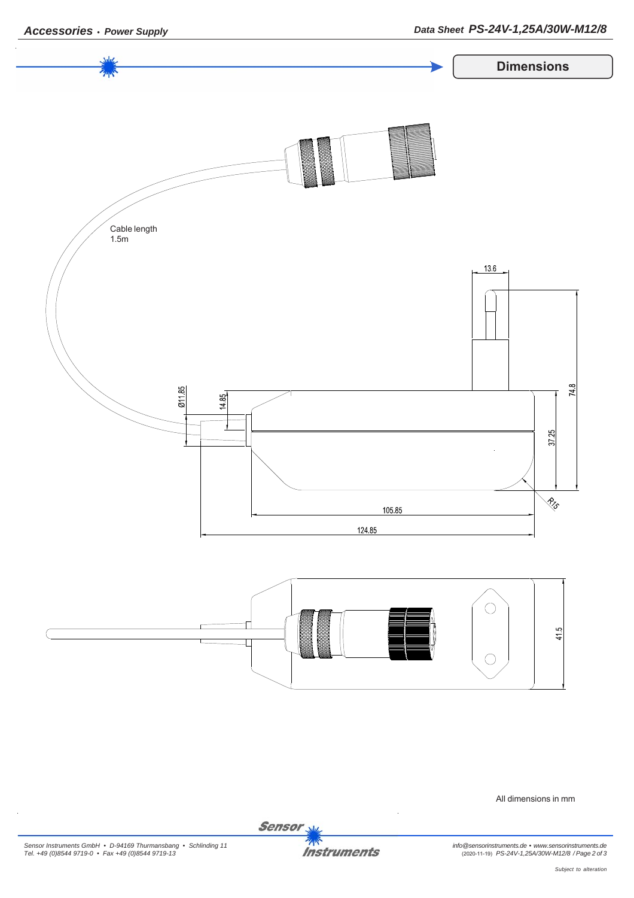## Dimensions

Cable length
1.5m

13.6

74.8

Ø11.85

14.85

37.25

R15

105.85

124.85

41.5

All dimensions in mm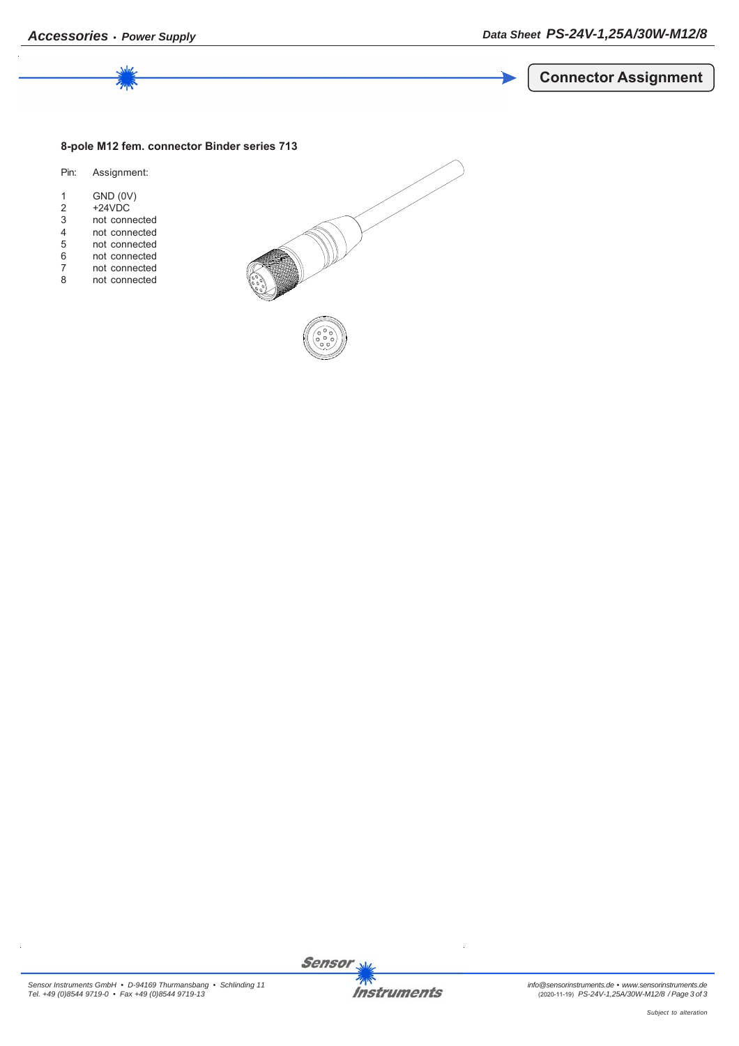## Connector Assignment

**8-pole M12 fem. connector Binder series 713**

| Pin: | Assignment: |
|---|---|
| 1 | GND (0V) |
| 2 | +24VDC |
| 3 | not connected |
| 4 | not connected |
| 5 | not connected |
| 6 | not connected |
| 7 | not connected |
| 8 | not connected |

Sensor Instruments GmbH • D-94169 Thurmansbang • Schlinding 11
Tel. +49 (0)8544 9719-0 • Fax +49 (0)8544 9719-13

info@sensorinstruments.de • www.sensorinstruments.de
(2020-11-19) PS-24V-1,25A/30W-M12/8

*Subject to alteration*